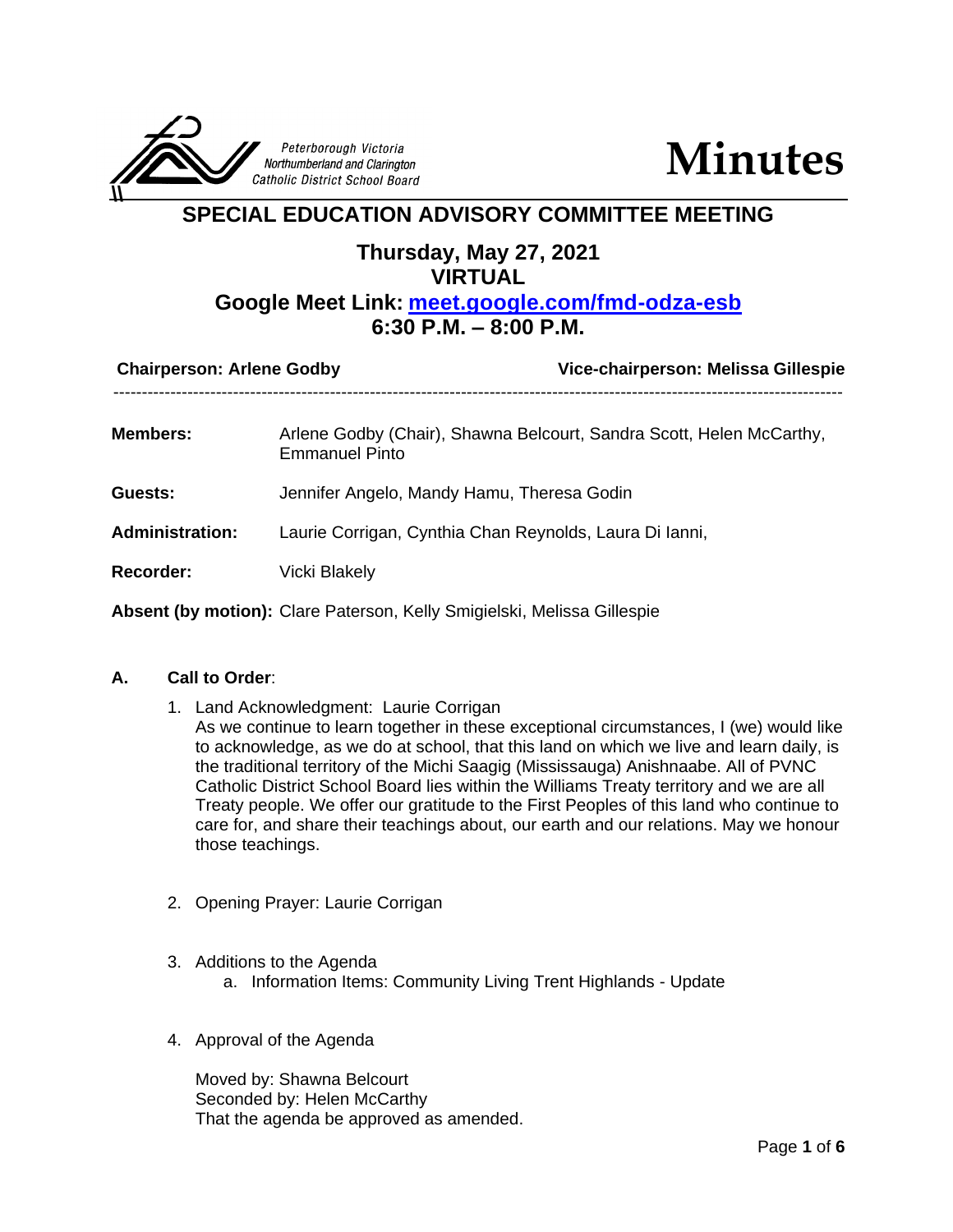Peterborough Victoria Northumberland and Clarington Catholic District School Board

# Minutes

## SPECIAL EDUCATION ADVISORY COMMITTEE MEETING

### Thursday, May 27, 2021
### VIRTUAL
### Google Meet Link: [meet.google.com/fmd-odza-esb](https://meet.google.com/fmd-odza-esb)
### 6:30 P.M. – 8:00 P.M.

**Chairperson: Arlene Godby** **Vice-chairperson: Melissa Gillespie**

---

**Members:** Arlene Godby (Chair), Shawna Belcourt, Sandra Scott, Helen McCarthy, Emmanuel Pinto

**Guests:** Jennifer Angelo, Mandy Hamu, Theresa Godin

**Administration:** Laurie Corrigan, Cynthia Chan Reynolds, Laura Di Ianni,

**Recorder:** Vicki Blakely

**Absent (by motion):** Clare Paterson, Kelly Smigielski, Melissa Gillespie

**A. Call to Order**:

1. Land Acknowledgment: Laurie Corrigan
   As we continue to learn together in these exceptional circumstances, I (we) would like to acknowledge, as we do at school, that this land on which we live and learn daily, is the traditional territory of the Michi Saagig (Mississauga) Anishnaabe. All of PVNC Catholic District School Board lies within the Williams Treaty territory and we are all Treaty people. We offer our gratitude to the First Peoples of this land who continue to care for, and share their teachings about, our earth and our relations. May we honour those teachings.

2. Opening Prayer: Laurie Corrigan

3. Additions to the Agenda
   a. Information Items: Community Living Trent Highlands - Update

4. Approval of the Agenda

   Moved by: Shawna Belcourt
   Seconded by: Helen McCarthy
   That the agenda be approved as amended.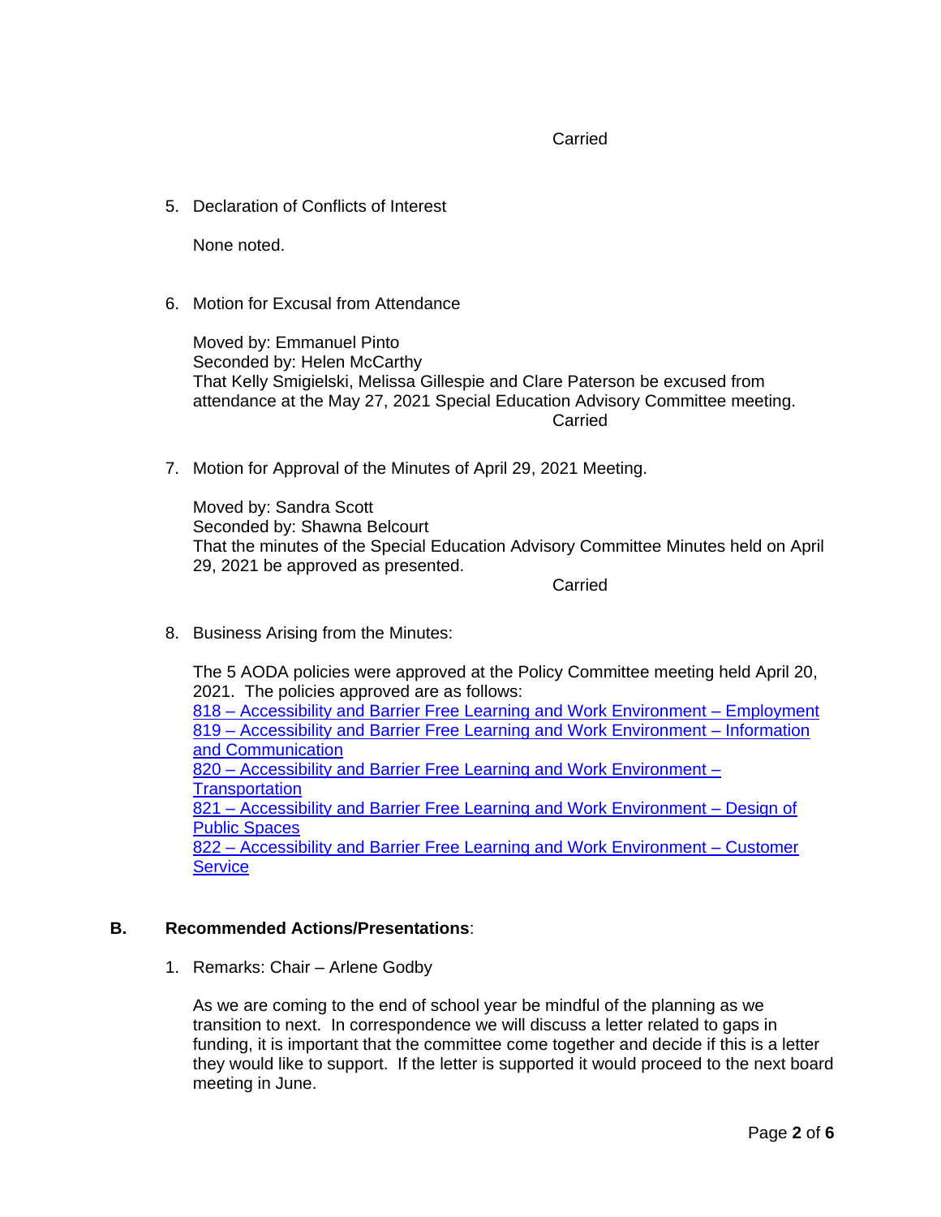Carried

5. Declaration of Conflicts of Interest

   None noted.

6. Motion for Excusal from Attendance

   Moved by: Emmanuel Pinto
   Seconded by: Helen McCarthy
   That Kelly Smigielski, Melissa Gillespie and Clare Paterson be excused from attendance at the May 27, 2021 Special Education Advisory Committee meeting.
   Carried

7. Motion for Approval of the Minutes of April 29, 2021 Meeting.

   Moved by: Sandra Scott
   Seconded by: Shawna Belcourt
   That the minutes of the Special Education Advisory Committee Minutes held on April 29, 2021 be approved as presented.
   Carried

8. Business Arising from the Minutes:

   The 5 AODA policies were approved at the Policy Committee meeting held April 20, 2021. The policies approved are as follows:
   818 – Accessibility and Barrier Free Learning and Work Environment – Employment
   819 – Accessibility and Barrier Free Learning and Work Environment – Information and Communication
   820 – Accessibility and Barrier Free Learning and Work Environment – Transportation
   821 – Accessibility and Barrier Free Learning and Work Environment – Design of Public Spaces
   822 – Accessibility and Barrier Free Learning and Work Environment – Customer Service

## B. Recommended Actions/Presentations:

1. Remarks: Chair – Arlene Godby

   As we are coming to the end of school year be mindful of the planning as we transition to next. In correspondence we will discuss a letter related to gaps in funding, it is important that the committee come together and decide if this is a letter they would like to support. If the letter is supported it would proceed to the next board meeting in June.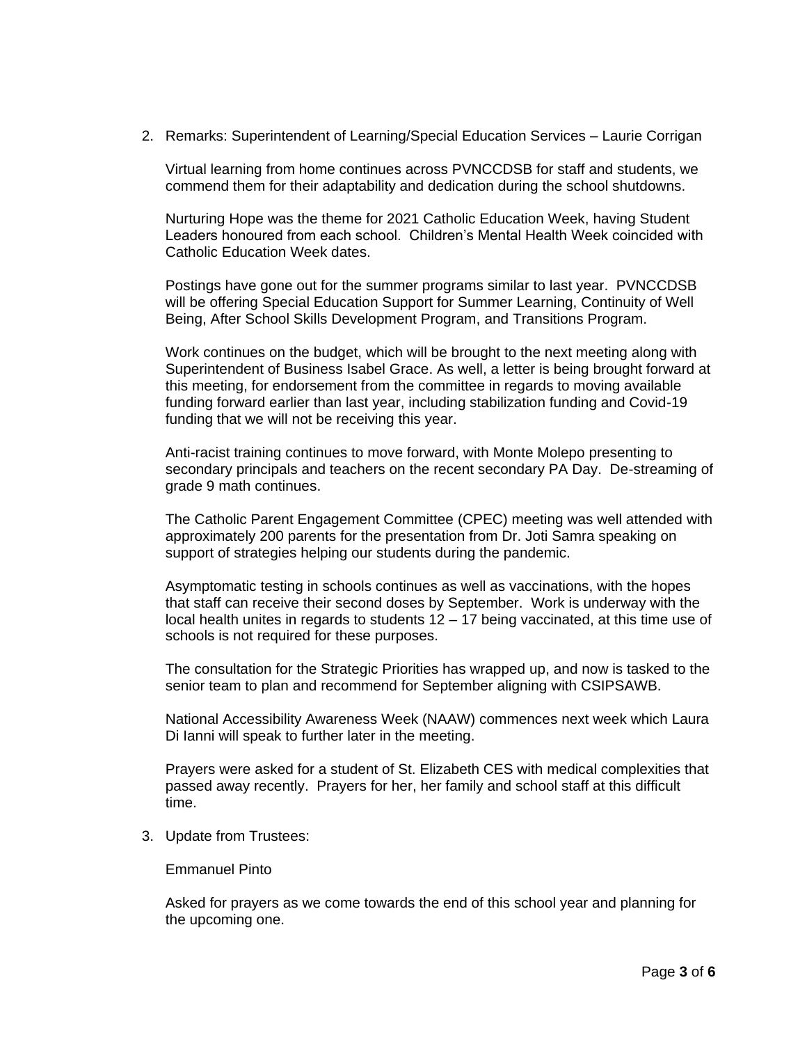2. Remarks: Superintendent of Learning/Special Education Services – Laurie Corrigan

   Virtual learning from home continues across PVNCCDSB for staff and students, we commend them for their adaptability and dedication during the school shutdowns.

   Nurturing Hope was the theme for 2021 Catholic Education Week, having Student Leaders honoured from each school. Children's Mental Health Week coincided with Catholic Education Week dates.

   Postings have gone out for the summer programs similar to last year. PVNCCDSB will be offering Special Education Support for Summer Learning, Continuity of Well Being, After School Skills Development Program, and Transitions Program.

   Work continues on the budget, which will be brought to the next meeting along with Superintendent of Business Isabel Grace. As well, a letter is being brought forward at this meeting, for endorsement from the committee in regards to moving available funding forward earlier than last year, including stabilization funding and Covid-19 funding that we will not be receiving this year.

   Anti-racist training continues to move forward, with Monte Molepo presenting to secondary principals and teachers on the recent secondary PA Day. De-streaming of grade 9 math continues.

   The Catholic Parent Engagement Committee (CPEC) meeting was well attended with approximately 200 parents for the presentation from Dr. Joti Samra speaking on support of strategies helping our students during the pandemic.

   Asymptomatic testing in schools continues as well as vaccinations, with the hopes that staff can receive their second doses by September. Work is underway with the local health unites in regards to students 12 – 17 being vaccinated, at this time use of schools is not required for these purposes.

   The consultation for the Strategic Priorities has wrapped up, and now is tasked to the senior team to plan and recommend for September aligning with CSIPSAWB.

   National Accessibility Awareness Week (NAAW) commences next week which Laura Di Ianni will speak to further later in the meeting.

   Prayers were asked for a student of St. Elizabeth CES with medical complexities that passed away recently. Prayers for her, her family and school staff at this difficult time.

3. Update from Trustees:

   Emmanuel Pinto

   Asked for prayers as we come towards the end of this school year and planning for the upcoming one.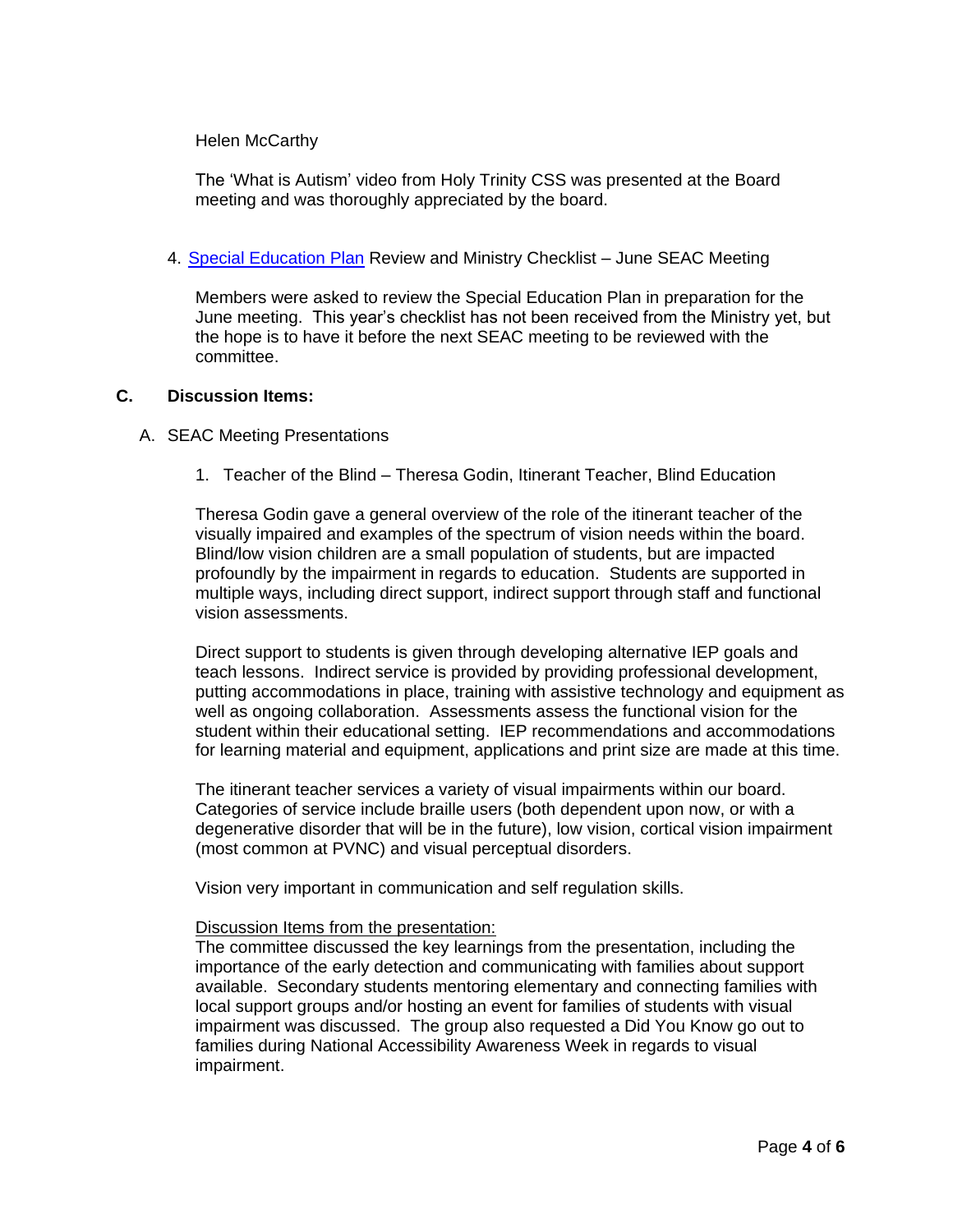Helen McCarthy

The ‘What is Autism’ video from Holy Trinity CSS was presented at the Board meeting and was thoroughly appreciated by the board.

4. Special Education Plan Review and Ministry Checklist – June SEAC Meeting

Members were asked to review the Special Education Plan in preparation for the June meeting. This year’s checklist has not been received from the Ministry yet, but the hope is to have it before the next SEAC meeting to be reviewed with the committee.

## C. Discussion Items:

A. SEAC Meeting Presentations

1. Teacher of the Blind – Theresa Godin, Itinerant Teacher, Blind Education

Theresa Godin gave a general overview of the role of the itinerant teacher of the visually impaired and examples of the spectrum of vision needs within the board. Blind/low vision children are a small population of students, but are impacted profoundly by the impairment in regards to education. Students are supported in multiple ways, including direct support, indirect support through staff and functional vision assessments.

Direct support to students is given through developing alternative IEP goals and teach lessons. Indirect service is provided by providing professional development, putting accommodations in place, training with assistive technology and equipment as well as ongoing collaboration. Assessments assess the functional vision for the student within their educational setting. IEP recommendations and accommodations for learning material and equipment, applications and print size are made at this time.

The itinerant teacher services a variety of visual impairments within our board. Categories of service include braille users (both dependent upon now, or with a degenerative disorder that will be in the future), low vision, cortical vision impairment (most common at PVNC) and visual perceptual disorders.

Vision very important in communication and self regulation skills.

Discussion Items from the presentation:
The committee discussed the key learnings from the presentation, including the importance of the early detection and communicating with families about support available. Secondary students mentoring elementary and connecting families with local support groups and/or hosting an event for families of students with visual impairment was discussed. The group also requested a Did You Know go out to families during National Accessibility Awareness Week in regards to visual impairment.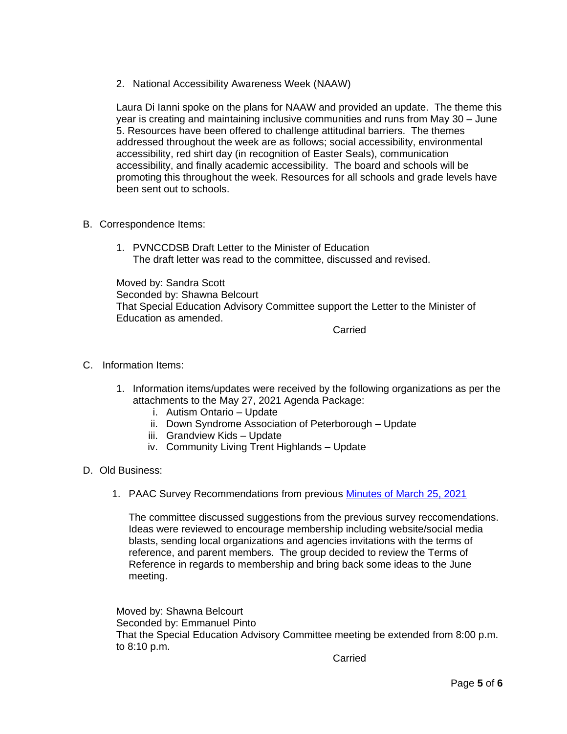2. National Accessibility Awareness Week (NAAW)

   Laura Di Ianni spoke on the plans for NAAW and provided an update. The theme this year is creating and maintaining inclusive communities and runs from May 30 – June 5. Resources have been offered to challenge attitudinal barriers. The themes addressed throughout the week are as follows; social accessibility, environmental accessibility, red shirt day (in recognition of Easter Seals), communication accessibility, and finally academic accessibility. The board and schools will be promoting this throughout the week. Resources for all schools and grade levels have been sent out to schools.

B. Correspondence Items:

   1. PVNCCDSB Draft Letter to the Minister of Education
      The draft letter was read to the committee, discussed and revised.

   Moved by: Sandra Scott
   Seconded by: Shawna Belcourt
   That Special Education Advisory Committee support the Letter to the Minister of Education as amended.

   Carried

C. Information Items:

   1. Information items/updates were received by the following organizations as per the attachments to the May 27, 2021 Agenda Package:
      i. Autism Ontario – Update
      ii. Down Syndrome Association of Peterborough – Update
      iii. Grandview Kids – Update
      iv. Community Living Trent Highlands – Update

D. Old Business:

   1. PAAC Survey Recommendations from previous [Minutes of March 25, 2021]

      The committee discussed suggestions from the previous survey reccomendations. Ideas were reviewed to encourage membership including website/social media blasts, sending local organizations and agencies invitations with the terms of reference, and parent members. The group decided to review the Terms of Reference in regards to membership and bring back some ideas to the June meeting.

   Moved by: Shawna Belcourt
   Seconded by: Emmanuel Pinto
   That the Special Education Advisory Committee meeting be extended from 8:00 p.m. to 8:10 p.m.

   Carried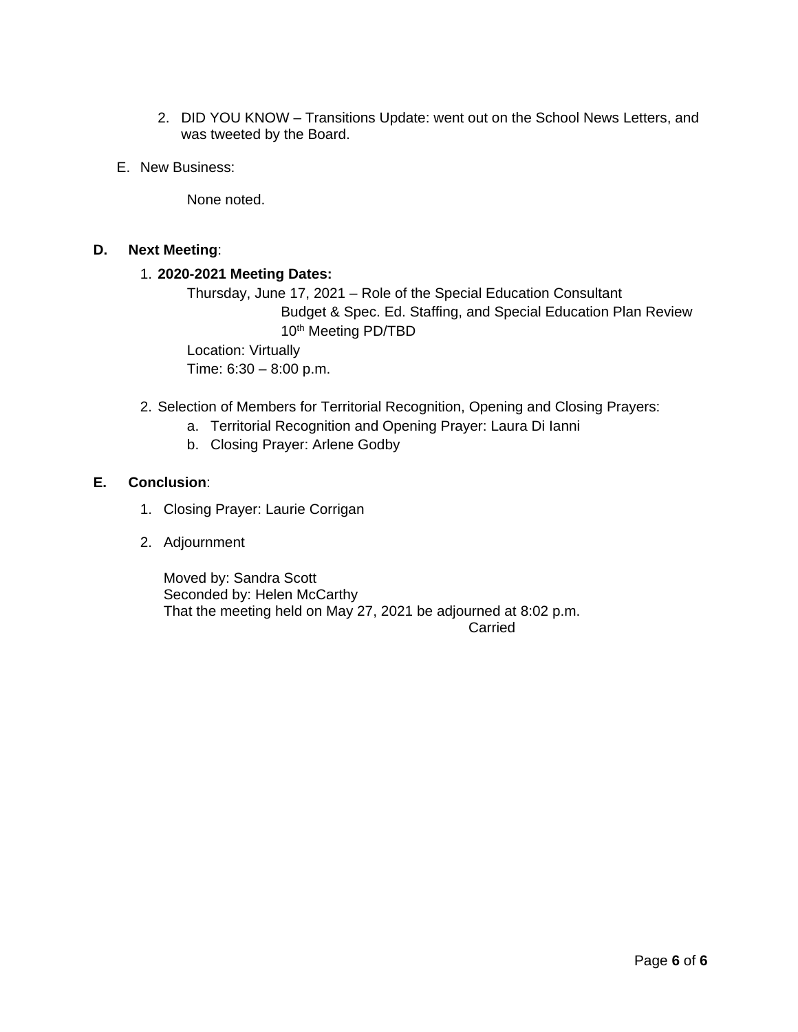2. DID YOU KNOW – Transitions Update: went out on the School News Letters, and was tweeted by the Board.

E. New Business:

None noted.

**D. Next Meeting**:

1. **2020-2021 Meeting Dates:**

   Thursday, June 17, 2021 – Role of the Special Education Consultant
   Budget & Spec. Ed. Staffing, and Special Education Plan Review
   10th Meeting PD/TBD

   Location: Virtually
   Time: 6:30 – 8:00 p.m.

2. Selection of Members for Territorial Recognition, Opening and Closing Prayers:
   a. Territorial Recognition and Opening Prayer: Laura Di Ianni
   b. Closing Prayer: Arlene Godby

**E. Conclusion**:

1. Closing Prayer: Laurie Corrigan

2. Adjournment

   Moved by: Sandra Scott
   Seconded by: Helen McCarthy
   That the meeting held on May 27, 2021 be adjourned at 8:02 p.m.
   Carried